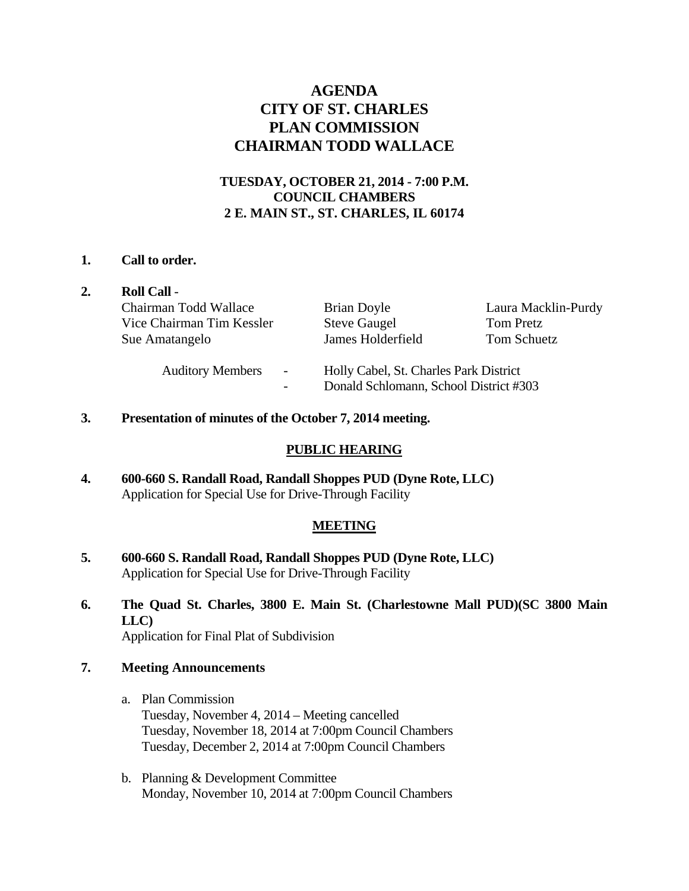# AGENDA
# CITY OF ST. CHARLES
# PLAN COMMISSION
# CHAIRMAN TODD WALLACE

**TUESDAY, OCTOBER 21, 2014 - 7:00 P.M.**
**COUNCIL CHAMBERS**
**2 E. MAIN ST., ST. CHARLES, IL 60174**

**1. Call to order.**

**2. Roll Call** -

| | | |
|---|---|---|
| Chairman Todd Wallace | Brian Doyle | Laura Macklin-Purdy |
| Vice Chairman Tim Kessler | Steve Gaugel | Tom Pretz |
| Sue Amatangelo | James Holderfield | Tom Schuetz |

Auditory Members - Holly Cabel, St. Charles Park District
- Donald Schlomann, School District #303

**3. Presentation of minutes of the October 7, 2014 meeting.**

## PUBLIC HEARING

**4. 600-660 S. Randall Road, Randall Shoppes PUD (Dyne Rote, LLC)**
Application for Special Use for Drive-Through Facility

## MEETING

**5. 600-660 S. Randall Road, Randall Shoppes PUD (Dyne Rote, LLC)**
Application for Special Use for Drive-Through Facility

**6. The Quad St. Charles, 3800 E. Main St. (Charlestowne Mall PUD)(SC 3800 Main LLC)**
Application for Final Plat of Subdivision

**7. Meeting Announcements**

a. Plan Commission
Tuesday, November 4, 2014 – Meeting cancelled
Tuesday, November 18, 2014 at 7:00pm Council Chambers
Tuesday, December 2, 2014 at 7:00pm Council Chambers

b. Planning & Development Committee
Monday, November 10, 2014 at 7:00pm Council Chambers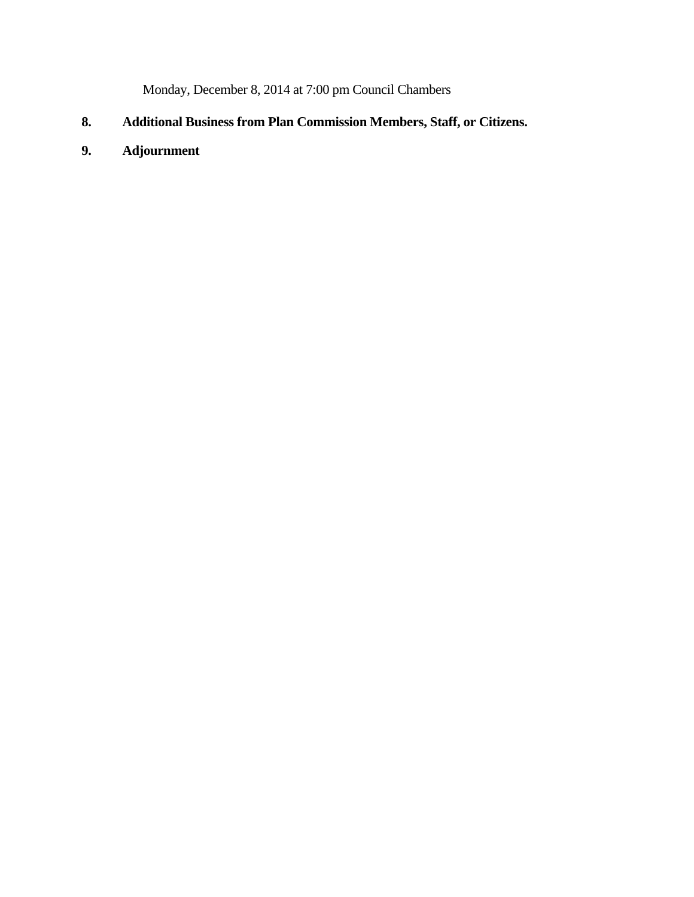Monday, December 8, 2014 at 7:00 pm Council Chambers

**8. Additional Business from Plan Commission Members, Staff, or Citizens.**

**9. Adjournment**